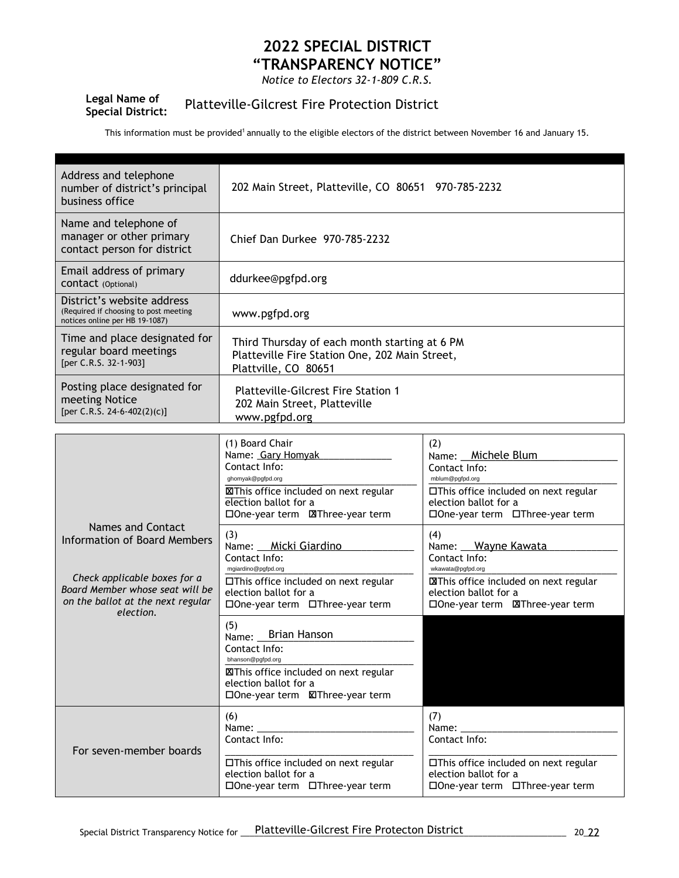# 2022 SPECIAL DISTRICT "TRANSPARENCY NOTICE"

*Notice to Electors 32-1-809 C.R.S.*

**Legal Name of Special District:** Platteville-Gilcrest Fire Protection District

This information must be provided[1] annually to the eligible electors of the district between November 16 and January 15.

| | |
|---|---|
| Address and telephone number of district's principal business office | 202 Main Street, Platteville, CO 80651 970-785-2232 |
| Name and telephone of manager or other primary contact person for district | Chief Dan Durkee 970-785-2232 |
| Email address of primary contact (Optional) | ddurkee@pgfpd.org |
| District's website address (Required if choosing to post meeting notices online per HB 19-1087) | www.pgfpd.org |
| Time and place designated for regular board meetings [per C.R.S. 32-1-903] | Third Thursday of each month starting at 6 PM<br>Platteville Fire Station One, 202 Main Street, Plattville, CO 80651 |
| Posting place designated for meeting Notice [per C.R.S. 24-6-402(2)(c)] | Platteville-Gilcrest Fire Station 1<br>202 Main Street, Platteville<br>www.pgfpd.org |

| | | |
|---|---|---|
| Names and Contact Information of Board Members<br><br>*Check applicable boxes for a Board Member whose seat will be on the ballot at the next regular election.* | (1) Board Chair<br>Name: Gary Homyak<br>Contact Info: ghomyak@pgfpd.org<br>☒This office included on next regular election ballot for a<br>☐One-year term ☒Three-year term | (2)<br>Name: Michele Blum<br>Contact Info: mblum@pgfpd.org<br>☐This office included on next regular election ballot for a<br>☐One-year term ☐Three-year term |
| | (3)<br>Name: Micki Giardino<br>Contact Info: mgiardino@pgfpd.org<br>☐This office included on next regular election ballot for a<br>☐One-year term ☐Three-year term | (4)<br>Name: Wayne Kawata<br>Contact Info: wkawata@pgfpd.org<br>☒This office included on next regular election ballot for a<br>☐One-year term ☒Three-year term |
| | (5)<br>Name: Brian Hanson<br>Contact Info: bhanson@pgfpd.org<br>☒This office included on next regular election ballot for a<br>☐One-year term ☒Three-year term | |
| For seven-member boards | (6)<br>Name:<br>Contact Info:<br>☐This office included on next regular election ballot for a<br>☐One-year term ☐Three-year term | (7)<br>Name:<br>Contact Info:<br>☐This office included on next regular election ballot for a<br>☐One-year term ☐Three-year term |

Special District Transparency Notice for Platteville-Gilcrest Fire Protecton District 2022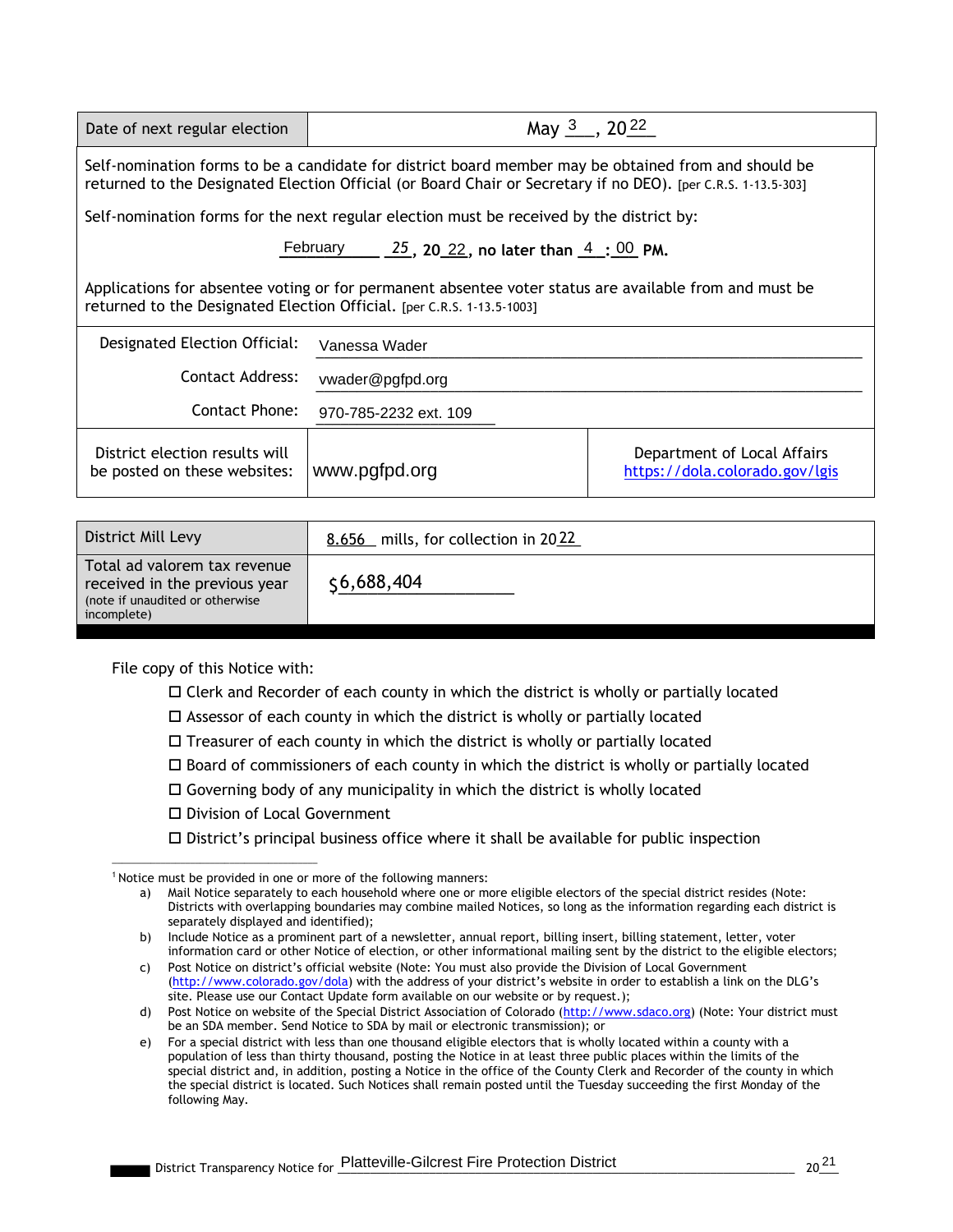| | |
|---|---|
| Date of next regular election | May 3, 2022 |

Self-nomination forms to be a candidate for district board member may be obtained from and should be returned to the Designated Election Official (or Board Chair or Secretary if no DEO). [per C.R.S. 1-13.5-303]

Self-nomination forms for the next regular election must be received by the district by:

February 25, 2022, **no later than** 4 : 00 **PM.**

Applications for absentee voting or for permanent absentee voter status are available from and must be returned to the Designated Election Official. [per C.R.S. 1-13.5-1003]

Designated Election Official: Vanessa Wader

Contact Address: vwader@pgfpd.org

Contact Phone: 970-785-2232 ext. 109

| | | |
|---|---|---|
| District election results will be posted on these websites: | www.pgfpd.org | Department of Local Affairs https://dola.colorado.gov/lgis |

| | |
|---|---|
| District Mill Levy | 8.656 mills, for collection in 2022 |
| Total ad valorem tax revenue received in the previous year (note if unaudited or otherwise incomplete) | $6,688,404 |

File copy of this Notice with:

- ☐ Clerk and Recorder of each county in which the district is wholly or partially located
- ☐ Assessor of each county in which the district is wholly or partially located
- ☐ Treasurer of each county in which the district is wholly or partially located
- ☐ Board of commissioners of each county in which the district is wholly or partially located
- ☐ Governing body of any municipality in which the district is wholly located
- ☐ Division of Local Government
- ☐ District's principal business office where it shall be available for public inspection

---

[1] Notice must be provided in one or more of the following manners:

a) Mail Notice separately to each household where one or more eligible electors of the special district resides (Note: Districts with overlapping boundaries may combine mailed Notices, so long as the information regarding each district is separately displayed and identified);

b) Include Notice as a prominent part of a newsletter, annual report, billing insert, billing statement, letter, voter information card or other Notice of election, or other informational mailing sent by the district to the eligible electors;

c) Post Notice on district's official website (Note: You must also provide the Division of Local Government (http://www.colorado.gov/dola) with the address of your district's website in order to establish a link on the DLG's site. Please use our Contact Update form available on our website or by request.);

d) Post Notice on website of the Special District Association of Colorado (http://www.sdaco.org) (Note: Your district must be an SDA member. Send Notice to SDA by mail or electronic transmission); or

e) For a special district with less than one thousand eligible electors that is wholly located within a county with a population of less than thirty thousand, posting the Notice in at least three public places within the limits of the special district and, in addition, posting a Notice in the office of the County Clerk and Recorder of the county in which the special district is located. Such Notices shall remain posted until the Tuesday succeeding the first Monday of the following May.

District Transparency Notice for Platteville-Gilcrest Fire Protection District 2021